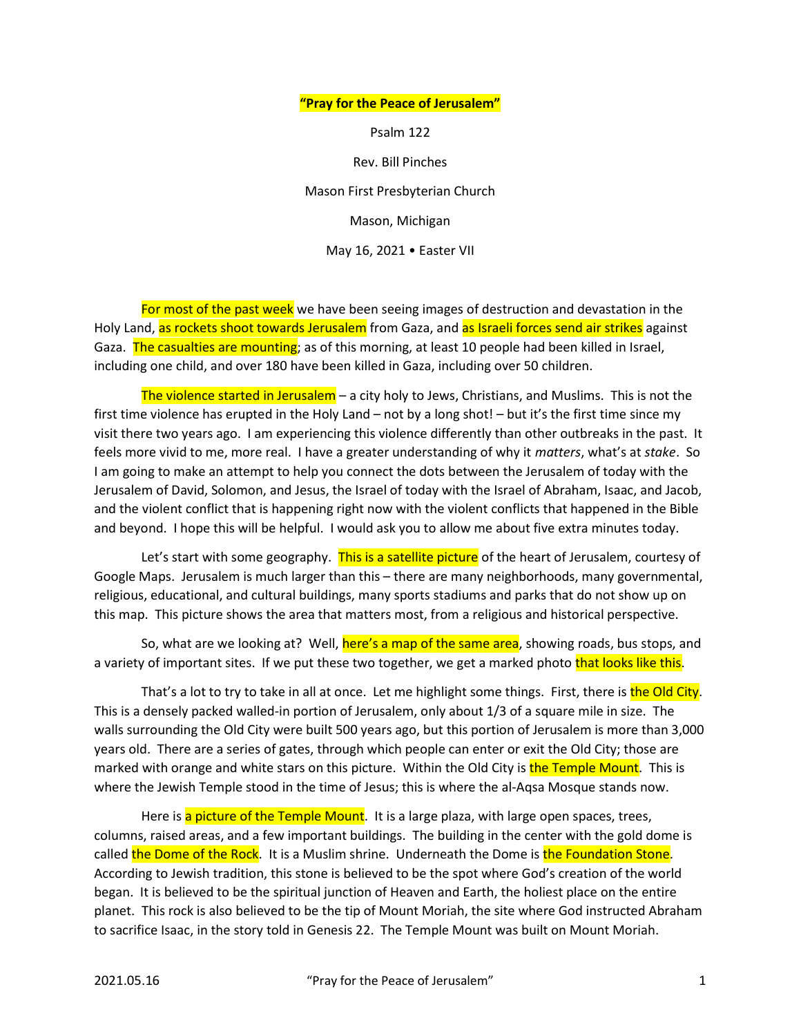**"Pray for the Peace of Jerusalem"**

Psalm 122

Rev. Bill Pinches

Mason First Presbyterian Church

Mason, Michigan

May 16, 2021 • Easter VII

For most of the past week we have been seeing images of destruction and devastation in the Holy Land, as rockets shoot towards Jerusalem from Gaza, and as Israeli forces send air strikes against Gaza. The casualties are mounting; as of this morning, at least 10 people had been killed in Israel, including one child, and over 180 have been killed in Gaza, including over 50 children.

The violence started in Jerusalem – a city holy to Jews, Christians, and Muslims. This is not the first time violence has erupted in the Holy Land – not by a long shot! – but it's the first time since my visit there two years ago. I am experiencing this violence differently than other outbreaks in the past. It feels more vivid to me, more real. I have a greater understanding of why it *matters*, what's at *stake*. So I am going to make an attempt to help you connect the dots between the Jerusalem of today with the Jerusalem of David, Solomon, and Jesus, the Israel of today with the Israel of Abraham, Isaac, and Jacob, and the violent conflict that is happening right now with the violent conflicts that happened in the Bible and beyond. I hope this will be helpful. I would ask you to allow me about five extra minutes today.

Let's start with some geography. This is a satellite picture of the heart of Jerusalem, courtesy of Google Maps. Jerusalem is much larger than this – there are many neighborhoods, many governmental, religious, educational, and cultural buildings, many sports stadiums and parks that do not show up on this map. This picture shows the area that matters most, from a religious and historical perspective.

So, what are we looking at? Well, here's a map of the same area, showing roads, bus stops, and a variety of important sites. If we put these two together, we get a marked photo that looks like this.

That's a lot to try to take in all at once. Let me highlight some things. First, there is the Old City. This is a densely packed walled-in portion of Jerusalem, only about 1/3 of a square mile in size. The walls surrounding the Old City were built 500 years ago, but this portion of Jerusalem is more than 3,000 years old. There are a series of gates, through which people can enter or exit the Old City; those are marked with orange and white stars on this picture. Within the Old City is the Temple Mount. This is where the Jewish Temple stood in the time of Jesus; this is where the al-Aqsa Mosque stands now.

Here is a picture of the Temple Mount. It is a large plaza, with large open spaces, trees, columns, raised areas, and a few important buildings. The building in the center with the gold dome is called the Dome of the Rock. It is a Muslim shrine. Underneath the Dome is the Foundation Stone. According to Jewish tradition, this stone is believed to be the spot where God's creation of the world began. It is believed to be the spiritual junction of Heaven and Earth, the holiest place on the entire planet. This rock is also believed to be the tip of Mount Moriah, the site where God instructed Abraham to sacrifice Isaac, in the story told in Genesis 22. The Temple Mount was built on Mount Moriah.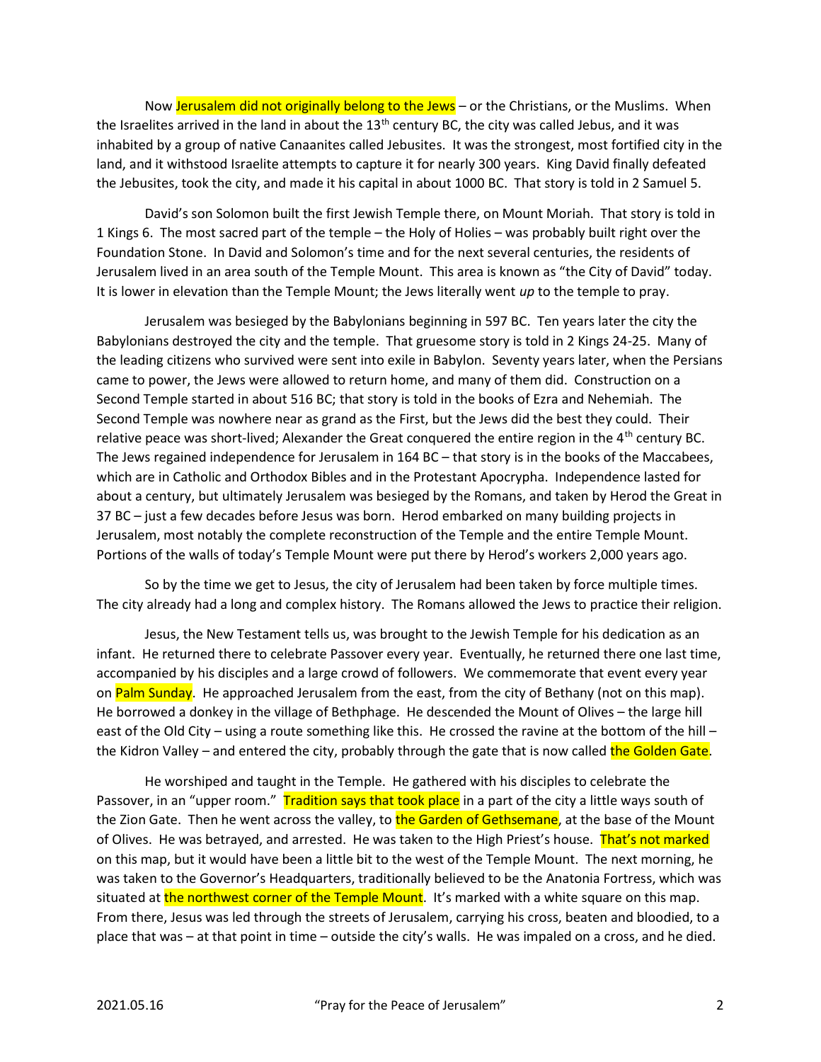Now Jerusalem did not originally belong to the Jews – or the Christians, or the Muslims. When the Israelites arrived in the land in about the 13th century BC, the city was called Jebus, and it was inhabited by a group of native Canaanites called Jebusites. It was the strongest, most fortified city in the land, and it withstood Israelite attempts to capture it for nearly 300 years. King David finally defeated the Jebusites, took the city, and made it his capital in about 1000 BC. That story is told in 2 Samuel 5.

David's son Solomon built the first Jewish Temple there, on Mount Moriah. That story is told in 1 Kings 6. The most sacred part of the temple – the Holy of Holies – was probably built right over the Foundation Stone. In David and Solomon's time and for the next several centuries, the residents of Jerusalem lived in an area south of the Temple Mount. This area is known as "the City of David" today. It is lower in elevation than the Temple Mount; the Jews literally went *up* to the temple to pray.

Jerusalem was besieged by the Babylonians beginning in 597 BC. Ten years later the city the Babylonians destroyed the city and the temple. That gruesome story is told in 2 Kings 24-25. Many of the leading citizens who survived were sent into exile in Babylon. Seventy years later, when the Persians came to power, the Jews were allowed to return home, and many of them did. Construction on a Second Temple started in about 516 BC; that story is told in the books of Ezra and Nehemiah. The Second Temple was nowhere near as grand as the First, but the Jews did the best they could. Their relative peace was short-lived; Alexander the Great conquered the entire region in the 4th century BC. The Jews regained independence for Jerusalem in 164 BC – that story is in the books of the Maccabees, which are in Catholic and Orthodox Bibles and in the Protestant Apocrypha. Independence lasted for about a century, but ultimately Jerusalem was besieged by the Romans, and taken by Herod the Great in 37 BC – just a few decades before Jesus was born. Herod embarked on many building projects in Jerusalem, most notably the complete reconstruction of the Temple and the entire Temple Mount. Portions of the walls of today's Temple Mount were put there by Herod's workers 2,000 years ago.

So by the time we get to Jesus, the city of Jerusalem had been taken by force multiple times. The city already had a long and complex history. The Romans allowed the Jews to practice their religion.

Jesus, the New Testament tells us, was brought to the Jewish Temple for his dedication as an infant. He returned there to celebrate Passover every year. Eventually, he returned there one last time, accompanied by his disciples and a large crowd of followers. We commemorate that event every year on Palm Sunday. He approached Jerusalem from the east, from the city of Bethany (not on this map). He borrowed a donkey in the village of Bethphage. He descended the Mount of Olives – the large hill east of the Old City – using a route something like this. He crossed the ravine at the bottom of the hill – the Kidron Valley – and entered the city, probably through the gate that is now called the Golden Gate.

He worshiped and taught in the Temple. He gathered with his disciples to celebrate the Passover, in an "upper room." Tradition says that took place in a part of the city a little ways south of the Zion Gate. Then he went across the valley, to the Garden of Gethsemane, at the base of the Mount of Olives. He was betrayed, and arrested. He was taken to the High Priest's house. That's not marked on this map, but it would have been a little bit to the west of the Temple Mount. The next morning, he was taken to the Governor's Headquarters, traditionally believed to be the Anatonia Fortress, which was situated at the northwest corner of the Temple Mount. It's marked with a white square on this map. From there, Jesus was led through the streets of Jerusalem, carrying his cross, beaten and bloodied, to a place that was – at that point in time – outside the city's walls. He was impaled on a cross, and he died.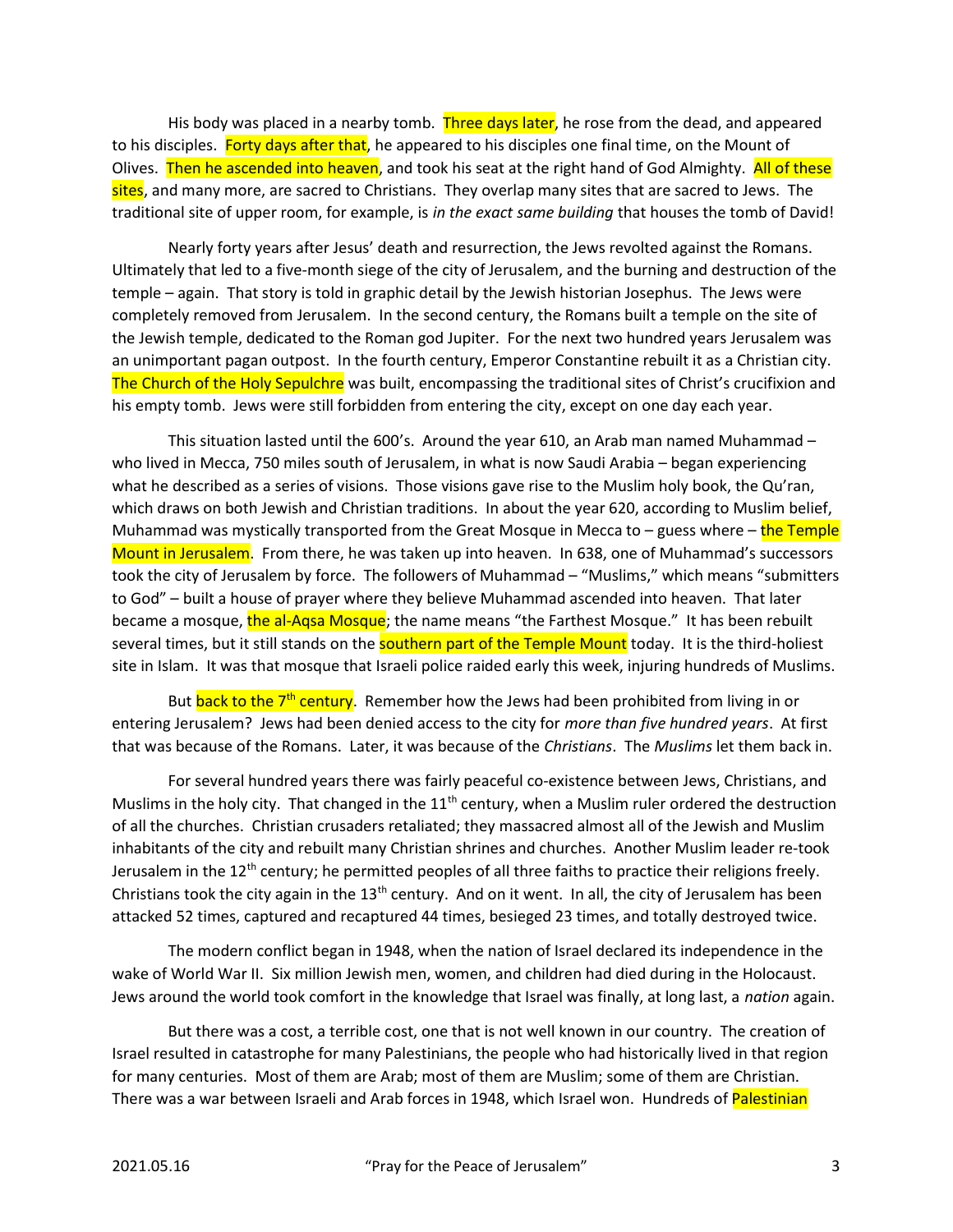His body was placed in a nearby tomb. Three days later, he rose from the dead, and appeared to his disciples. Forty days after that, he appeared to his disciples one final time, on the Mount of Olives. Then he ascended into heaven, and took his seat at the right hand of God Almighty. All of these sites, and many more, are sacred to Christians. They overlap many sites that are sacred to Jews. The traditional site of upper room, for example, is *in the exact same building* that houses the tomb of David!

Nearly forty years after Jesus' death and resurrection, the Jews revolted against the Romans. Ultimately that led to a five-month siege of the city of Jerusalem, and the burning and destruction of the temple – again. That story is told in graphic detail by the Jewish historian Josephus. The Jews were completely removed from Jerusalem. In the second century, the Romans built a temple on the site of the Jewish temple, dedicated to the Roman god Jupiter. For the next two hundred years Jerusalem was an unimportant pagan outpost. In the fourth century, Emperor Constantine rebuilt it as a Christian city. The Church of the Holy Sepulchre was built, encompassing the traditional sites of Christ's crucifixion and his empty tomb. Jews were still forbidden from entering the city, except on one day each year.

This situation lasted until the 600's. Around the year 610, an Arab man named Muhammad – who lived in Mecca, 750 miles south of Jerusalem, in what is now Saudi Arabia – began experiencing what he described as a series of visions. Those visions gave rise to the Muslim holy book, the Qu'ran, which draws on both Jewish and Christian traditions. In about the year 620, according to Muslim belief, Muhammad was mystically transported from the Great Mosque in Mecca to – guess where – the Temple Mount in Jerusalem. From there, he was taken up into heaven. In 638, one of Muhammad's successors took the city of Jerusalem by force. The followers of Muhammad – "Muslims," which means "submitters to God" – built a house of prayer where they believe Muhammad ascended into heaven. That later became a mosque, the al-Aqsa Mosque; the name means "the Farthest Mosque." It has been rebuilt several times, but it still stands on the southern part of the Temple Mount today. It is the third-holiest site in Islam. It was that mosque that Israeli police raided early this week, injuring hundreds of Muslims.

But back to the 7th century. Remember how the Jews had been prohibited from living in or entering Jerusalem? Jews had been denied access to the city for *more than five hundred years*. At first that was because of the Romans. Later, it was because of the *Christians*. The *Muslims* let them back in.

For several hundred years there was fairly peaceful co-existence between Jews, Christians, and Muslims in the holy city. That changed in the 11th century, when a Muslim ruler ordered the destruction of all the churches. Christian crusaders retaliated; they massacred almost all of the Jewish and Muslim inhabitants of the city and rebuilt many Christian shrines and churches. Another Muslim leader re-took Jerusalem in the 12th century; he permitted peoples of all three faiths to practice their religions freely. Christians took the city again in the 13th century. And on it went. In all, the city of Jerusalem has been attacked 52 times, captured and recaptured 44 times, besieged 23 times, and totally destroyed twice.

The modern conflict began in 1948, when the nation of Israel declared its independence in the wake of World War II. Six million Jewish men, women, and children had died during in the Holocaust. Jews around the world took comfort in the knowledge that Israel was finally, at long last, a *nation* again.

But there was a cost, a terrible cost, one that is not well known in our country. The creation of Israel resulted in catastrophe for many Palestinians, the people who had historically lived in that region for many centuries. Most of them are Arab; most of them are Muslim; some of them are Christian. There was a war between Israeli and Arab forces in 1948, which Israel won. Hundreds of Palestinian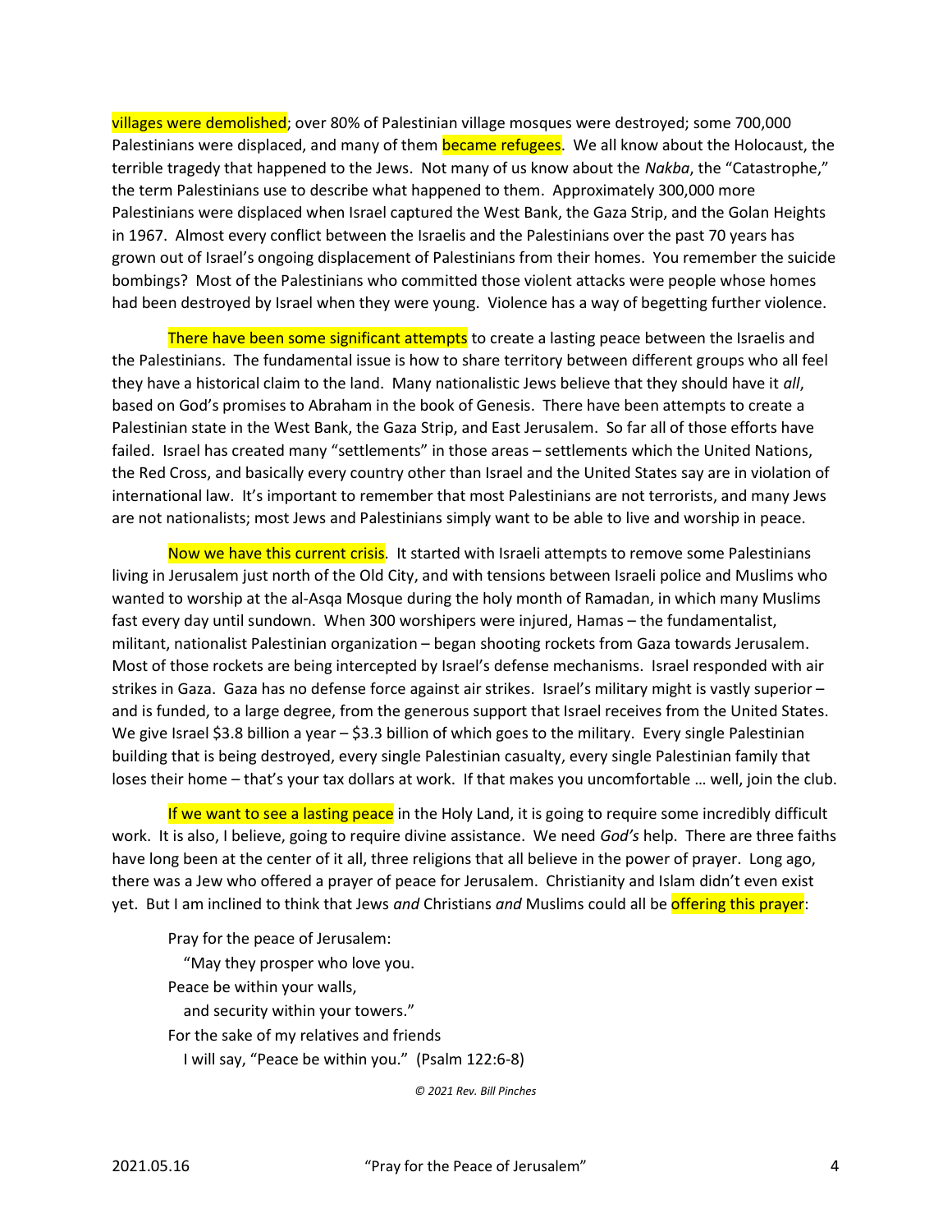villages were demolished; over 80% of Palestinian village mosques were destroyed; some 700,000 Palestinians were displaced, and many of them became refugees. We all know about the Holocaust, the terrible tragedy that happened to the Jews. Not many of us know about the *Nakba*, the "Catastrophe," the term Palestinians use to describe what happened to them. Approximately 300,000 more Palestinians were displaced when Israel captured the West Bank, the Gaza Strip, and the Golan Heights in 1967. Almost every conflict between the Israelis and the Palestinians over the past 70 years has grown out of Israel's ongoing displacement of Palestinians from their homes. You remember the suicide bombings? Most of the Palestinians who committed those violent attacks were people whose homes had been destroyed by Israel when they were young. Violence has a way of begetting further violence.

There have been some significant attempts to create a lasting peace between the Israelis and the Palestinians. The fundamental issue is how to share territory between different groups who all feel they have a historical claim to the land. Many nationalistic Jews believe that they should have it *all*, based on God's promises to Abraham in the book of Genesis. There have been attempts to create a Palestinian state in the West Bank, the Gaza Strip, and East Jerusalem. So far all of those efforts have failed. Israel has created many "settlements" in those areas – settlements which the United Nations, the Red Cross, and basically every country other than Israel and the United States say are in violation of international law. It's important to remember that most Palestinians are not terrorists, and many Jews are not nationalists; most Jews and Palestinians simply want to be able to live and worship in peace.

Now we have this current crisis. It started with Israeli attempts to remove some Palestinians living in Jerusalem just north of the Old City, and with tensions between Israeli police and Muslims who wanted to worship at the al-Asqa Mosque during the holy month of Ramadan, in which many Muslims fast every day until sundown. When 300 worshipers were injured, Hamas – the fundamentalist, militant, nationalist Palestinian organization – began shooting rockets from Gaza towards Jerusalem. Most of those rockets are being intercepted by Israel's defense mechanisms. Israel responded with air strikes in Gaza. Gaza has no defense force against air strikes. Israel's military might is vastly superior – and is funded, to a large degree, from the generous support that Israel receives from the United States. We give Israel $3.8 billion a year – $3.3 billion of which goes to the military. Every single Palestinian building that is being destroyed, every single Palestinian casualty, every single Palestinian family that loses their home – that's your tax dollars at work. If that makes you uncomfortable … well, join the club.

If we want to see a lasting peace in the Holy Land, it is going to require some incredibly difficult work. It is also, I believe, going to require divine assistance. We need *God's* help. There are three faiths have long been at the center of it all, three religions that all believe in the power of prayer. Long ago, there was a Jew who offered a prayer of peace for Jerusalem. Christianity and Islam didn't even exist yet. But I am inclined to think that Jews *and* Christians *and* Muslims could all be offering this prayer:

> Pray for the peace of Jerusalem:
> "May they prosper who love you.
> Peace be within your walls,
> and security within your towers."
> For the sake of my relatives and friends
> I will say, "Peace be within you." (Psalm 122:6-8)

*© 2021 Rev. Bill Pinches*